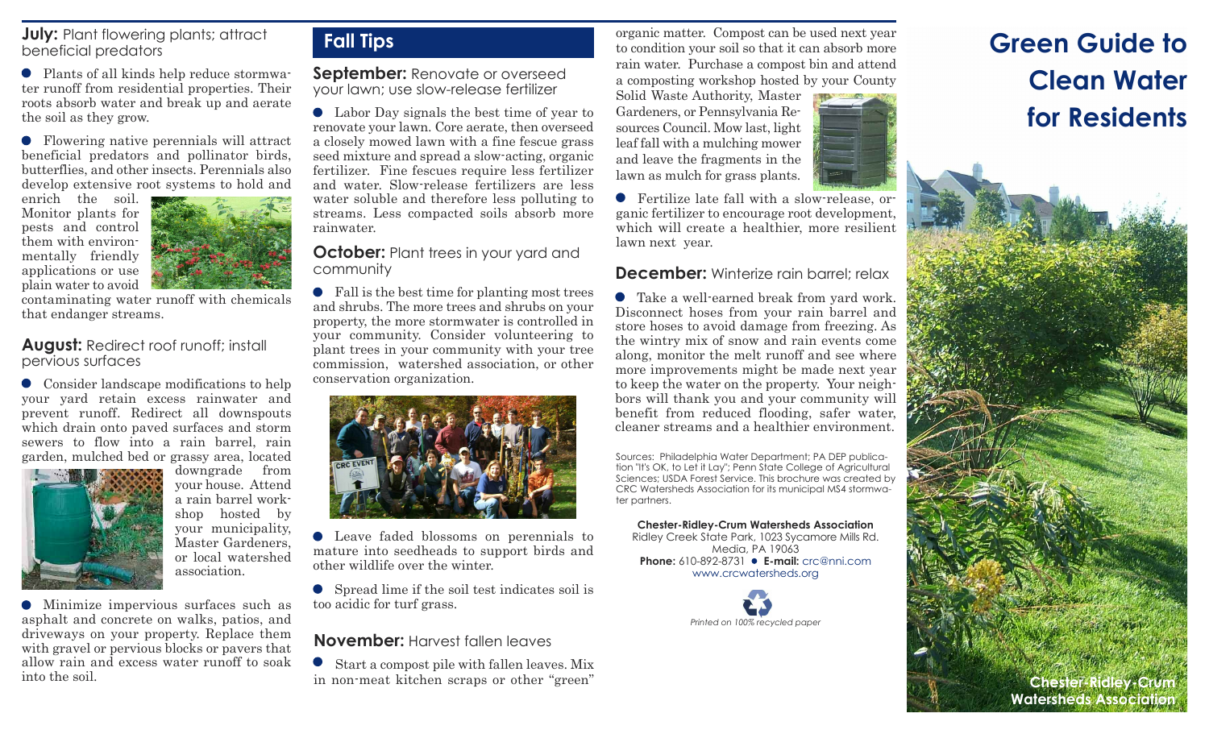**July:** Plant flowering plants; attract beneficial predators

- Plants of all kinds help reduce stormwater runoff from residential properties. Their roots absorb water and break up and aerate the soil as they grow.
- Flowering native perennials will attract beneficial predators and pollinator birds, butterflies, and other insects. Perennials also develop extensive root systems to hold and enrich the soil. Monitor plants for pests and control them with environmentally friendly applications or use plain water to avoid contaminating water runoff with chemicals that endanger streams.

**August:** Redirect roof runoff; install pervious surfaces

- Consider landscape modifications to help your yard retain excess rainwater and prevent runoff. Redirect all downspouts which drain onto paved surfaces and storm sewers to flow into a rain barrel, rain garden, mulched bed or grassy area, located downgrade from your house. Attend a rain barrel workshop hosted by your municipality, Master Gardeners, or local watershed association.
- Minimize impervious surfaces such as asphalt and concrete on walks, patios, and driveways on your property. Replace them with gravel or pervious blocks or pavers that allow rain and excess water runoff to soak into the soil.

## Fall Tips

**September:** Renovate or overseed your lawn; use slow-release fertilizer

- Labor Day signals the best time of year to renovate your lawn. Core aerate, then overseed a closely mowed lawn with a fine fescue grass seed mixture and spread a slow-acting, organic fertilizer. Fine fescues require less fertilizer and water. Slow-release fertilizers are less water soluble and therefore less polluting to streams. Less compacted soils absorb more rainwater.

**October:** Plant trees in your yard and community

- Fall is the best time for planting most trees and shrubs. The more trees and shrubs on your property, the more stormwater is controlled in your community. Consider volunteering to plant trees in your community with your tree commission, watershed association, or other conservation organization.
- Leave faded blossoms on perennials to mature into seedheads to support birds and other wildlife over the winter.
- Spread lime if the soil test indicates soil is too acidic for turf grass.

**November:** Harvest fallen leaves

- Start a compost pile with fallen leaves. Mix in non-meat kitchen scraps or other "green" organic matter. Compost can be used next year to condition your soil so that it can absorb more rain water. Purchase a compost bin and attend a composting workshop hosted by your County Solid Waste Authority, Master Gardeners, or Pennsylvania Resources Council. Mow last, light leaf fall with a mulching mower and leave the fragments in the lawn as mulch for grass plants.
- Fertilize late fall with a slow-release, organic fertilizer to encourage root development, which will create a healthier, more resilient lawn next year.

**December:** Winterize rain barrel; relax

- Take a well-earned break from yard work. Disconnect hoses from your rain barrel and store hoses to avoid damage from freezing. As the wintry mix of snow and rain events come along, monitor the melt runoff and see where more improvements might be made next year to keep the water on the property. Your neighbors will thank you and your community will benefit from reduced flooding, safer water, cleaner streams and a healthier environment.

Sources: Philadelphia Water Department; PA DEP publication "It's OK, to Let it Lay"; Penn State College of Agricultural Sciences; USDA Forest Service. This brochure was created by CRC Watersheds Association for its municipal MS4 stormwater partners.

**Chester-Ridley-Crum Watersheds Association**
Ridley Creek State Park, 1023 Sycamore Mills Rd.
Media, PA 19063
**Phone:** 610-892-8731 • **E-mail:** crc@nni.com
www.crcwatersheds.org

*Printed on 100% recycled paper*

# Green Guide to Clean Water for Residents

Chester-Ridley-Crum Watersheds Association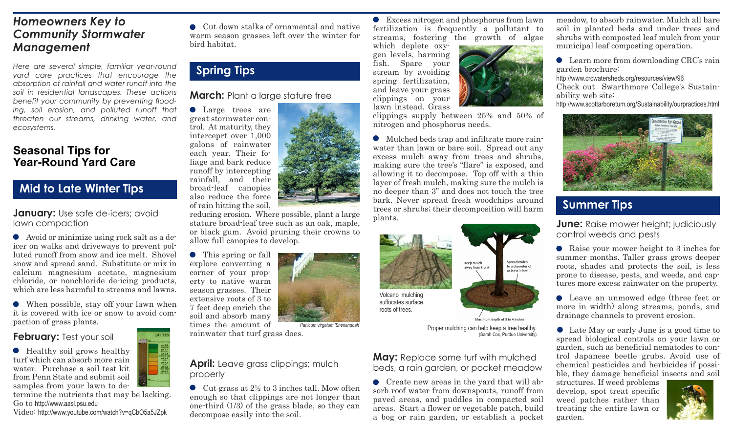## *Homeowners Key to Community Stormwater Management*

*Here are several simple, familiar year-round yard care practices that encourage the absorption of rainfall and water runoff into the soil in residential landscapes. These actions benefit your community by preventing flooding, soil erosion, and polluted runoff that threaten our streams, drinking water, and ecosystems.*

## Seasonal Tips for Year-Round Yard Care

## Mid to Late Winter Tips

**January:** Use safe de-icers; avoid lawn compaction

- Avoid or minimize using rock salt as a de-icer on walks and driveways to prevent polluted runoff from snow and ice melt. Shovel snow and spread sand. Substitute or mix in calcium magnesium acetate, magnesium chloride, or nonchloride de-icing products, which are less harmful to streams and lawns.
- When possible, stay off your lawn when it is covered with ice or snow to avoid compaction of grass plants.

**February:** Test your soil

- Healthy soil grows healthy turf which can absorb more rain water. Purchase a soil test kit from Penn State and submit soil samples from your lawn to determine the nutrients that may be lacking. Go to http://www.aasl.psu.edu Video: http://www.youtube.com/watch?v=qCbO5a5JZpk
- Cut down stalks of ornamental and native warm season grasses left over the winter for bird habitat.

## Spring Tips

**March:** Plant a large stature tree

- Large trees are great stormwater control. At maturity, they interceprt over 1,000 galons of rainwater each year. Their foliage and bark reduce runoff by intercepting rainfall, and their broad-leaf canopies also reduce the force of rain hitting the soil, reducing erosion. Where possible, plant a large stature broad-leaf tree such as an oak, maple, or black gum. Avoid pruning their crowns to allow full canopies to develop.
- This spring or fall explore converting a corner of your property to native warm season grasses. Their extensive roots of 3 to 7 feet deep enrich the soil and absorb many times the amount of rainwater that turf grass does.

*Panicum virgatum 'Shenandoah'*

**April:** Leave grass clippings; mulch properly

- Cut grass at 2½ to 3 inches tall. Mow often enough so that clippings are not longer than one-third (1/3) of the grass blade, so they can decompose easily into the soil.
- Excess nitrogen and phosphorus from lawn fertilization is frequently a pollutant to streams, fostering the growth of algae which deplete oxygen levels, harming fish. Spare your stream by avoiding spring fertilization, and leave your grass clippings on your lawn instead. Grass clippings supply between 25% and 50% of nitrogen and phosphorus needs.
- Mulched beds trap and infiltrate more rainwater than lawn or bare soil. Spread out any excess mulch away from trees and shrubs, making sure the tree's "flare" is exposed, and allowing it to decompose. Top off with a thin layer of fresh mulch, making sure the mulch is no deeper than 3" and does not touch the tree bark. Never spread fresh woodchips around trees or shrubs; their decomposition will harm plants.

Volcano mulching suffocates surface roots of trees.

Keep mulch away from trunk

Spread mulch to a diameter of at least 3 feet

Maximum depth of 3 to 4 inches

Proper mulching can help keep a tree healthy. (Sarah Cox, Purdue University)

**May:** Replace some turf with mulched beds, a rain garden, or pocket meadow

- Create new areas in the yard that will absorb roof water from downspouts, runoff from paved areas, and puddles in compacted soil areas. Start a flower or vegetable patch, build a bog or rain garden, or establish a pocket meadow, to absorb rainwater. Mulch all bare soil in planted beds and under trees and shrubs with composted leaf mulch from your municipal leaf composting operation.
- Learn more from downloading CRC's rain garden brochure: http://www.crcwatersheds.org/resources/view/96 Check out Swarthmore College's Sustainability web site: http://www.scottarboretum.org/Sustainability/ourpractices.html

## Summer Tips

**June:** Raise mower height; judiciously control weeds and pests

- Raise your mower height to 3 inches for summer months. Taller grass grows deeper roots, shades and protects the soil, is less prone to disease, pests, and weeds, and captures more excess rainwater on the property.
- Leave an unmowed edge (three feet or more in width) along streams, ponds, and drainage channels to prevent erosion.
- Late May or early June is a good time to spread biological controls on your lawn or garden, such as beneficial nematodes to control Japanese beetle grubs. Avoid use of chemical pesticides and herbicides if possible, they damage beneficial insects and soil structures. If weed problems develop, spot treat specific weed patches rather than treating the entire lawn or garden.